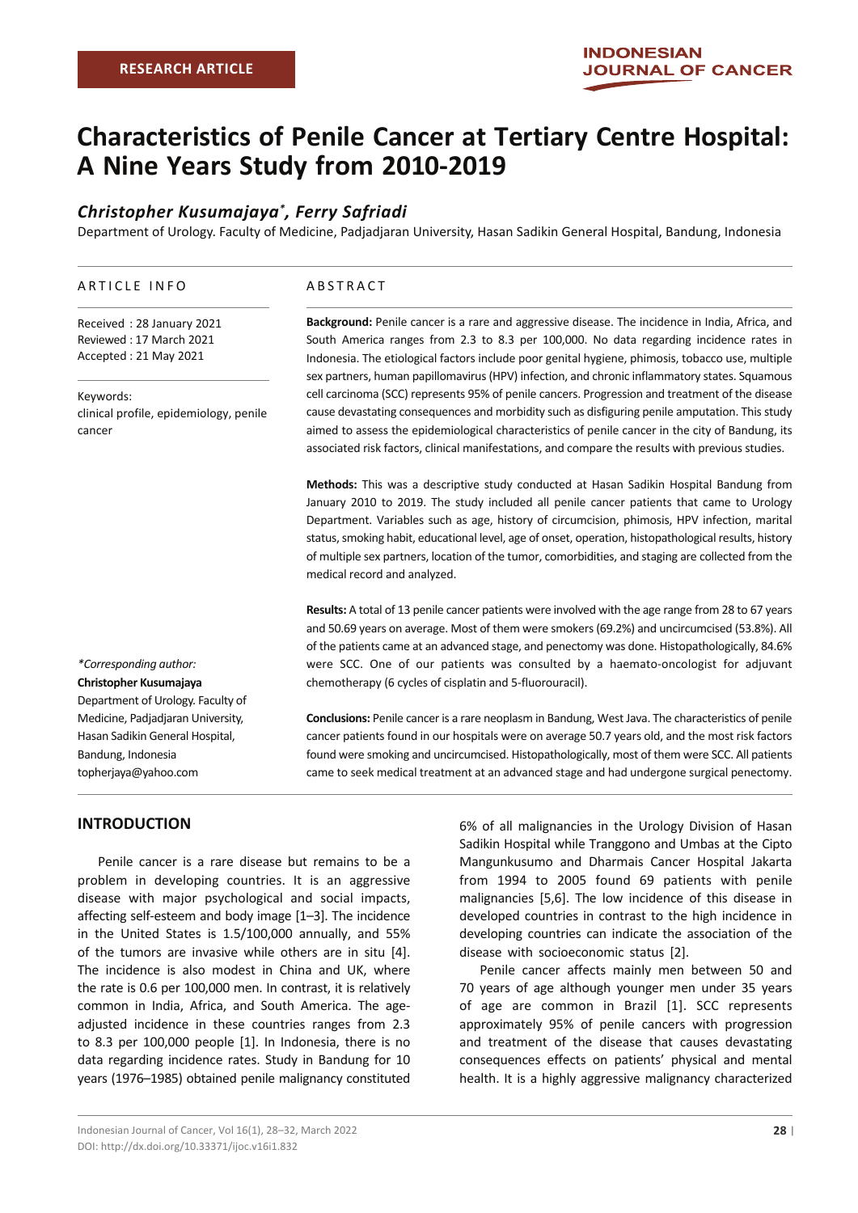RESEARCH ARTICLE

# Characteristics of Penile Cancer at Tertiary Centre Hospital: A Nine Years Study from 2010-2019

***Christopher Kusumajaya\*, Ferry Safriadi***

Department of Urology. Faculty of Medicine, Padjadjaran University, Hasan Sadikin General Hospital, Bandung, Indonesia

## ARTICLE INFO

Received : 28 January 2021
Reviewed : 17 March 2021
Accepted : 21 May 2021

Keywords:
clinical profile, epidemiology, penile cancer

*\*Corresponding author:*
**Christopher Kusumajaya**
Department of Urology. Faculty of Medicine, Padjadjaran University, Hasan Sadikin General Hospital, Bandung, Indonesia
topherjaya@yahoo.com

## ABSTRACT

**Background:** Penile cancer is a rare and aggressive disease. The incidence in India, Africa, and South America ranges from 2.3 to 8.3 per 100,000. No data regarding incidence rates in Indonesia. The etiological factors include poor genital hygiene, phimosis, tobacco use, multiple sex partners, human papillomavirus (HPV) infection, and chronic inflammatory states. Squamous cell carcinoma (SCC) represents 95% of penile cancers. Progression and treatment of the disease cause devastating consequences and morbidity such as disfiguring penile amputation. This study aimed to assess the epidemiological characteristics of penile cancer in the city of Bandung, its associated risk factors, clinical manifestations, and compare the results with previous studies.

**Methods:** This was a descriptive study conducted at Hasan Sadikin Hospital Bandung from January 2010 to 2019. The study included all penile cancer patients that came to Urology Department. Variables such as age, history of circumcision, phimosis, HPV infection, marital status, smoking habit, educational level, age of onset, operation, histopathological results, history of multiple sex partners, location of the tumor, comorbidities, and staging are collected from the medical record and analyzed.

**Results:** A total of 13 penile cancer patients were involved with the age range from 28 to 67 years and 50.69 years on average. Most of them were smokers (69.2%) and uncircumcised (53.8%). All of the patients came at an advanced stage, and penectomy was done. Histopathologically, 84.6% were SCC. One of our patients was consulted by a haemato-oncologist for adjuvant chemotherapy (6 cycles of cisplatin and 5-fluorouracil).

**Conclusions:** Penile cancer is a rare neoplasm in Bandung, West Java. The characteristics of penile cancer patients found in our hospitals were on average 50.7 years old, and the most risk factors found were smoking and uncircumcised. Histopathologically, most of them were SCC. All patients came to seek medical treatment at an advanced stage and had undergone surgical penectomy.

## INTRODUCTION

Penile cancer is a rare disease but remains to be a problem in developing countries. It is an aggressive disease with major psychological and social impacts, affecting self-esteem and body image [1–3]. The incidence in the United States is 1.5/100,000 annually, and 55% of the tumors are invasive while others are in situ [4]. The incidence is also modest in China and UK, where the rate is 0.6 per 100,000 men. In contrast, it is relatively common in India, Africa, and South America. The age-adjusted incidence in these countries ranges from 2.3 to 8.3 per 100,000 people [1]. In Indonesia, there is no data regarding incidence rates. Study in Bandung for 10 years (1976–1985) obtained penile malignancy constituted 6% of all malignancies in the Urology Division of Hasan Sadikin Hospital while Tranggono and Umbas at the Cipto Mangunkusumo and Dharmais Cancer Hospital Jakarta from 1994 to 2005 found 69 patients with penile malignancies [5,6]. The low incidence of this disease in developed countries in contrast to the high incidence in developing countries can indicate the association of the disease with socioeconomic status [2].

Penile cancer affects mainly men between 50 and 70 years of age although younger men under 35 years of age are common in Brazil [1]. SCC represents approximately 95% of penile cancers with progression and treatment of the disease that causes devastating consequences effects on patients' physical and mental health. It is a highly aggressive malignancy characterized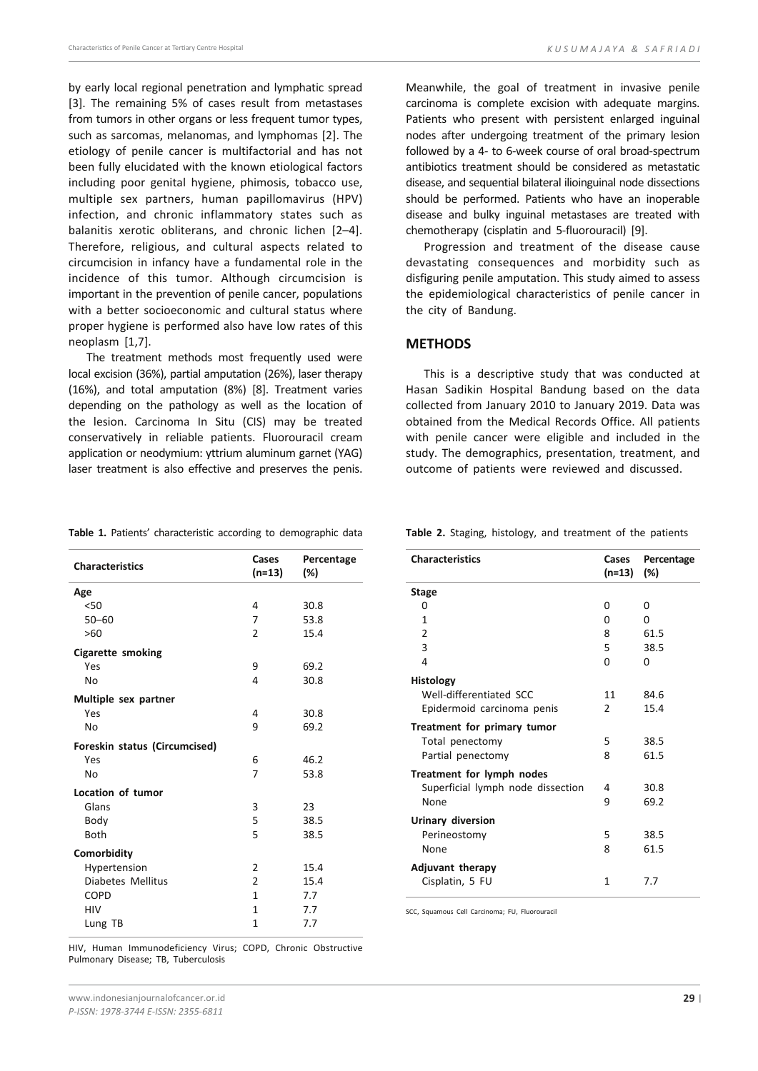by early local regional penetration and lymphatic spread [3]. The remaining 5% of cases result from metastases from tumors in other organs or less frequent tumor types, such as sarcomas, melanomas, and lymphomas [2]. The etiology of penile cancer is multifactorial and has not been fully elucidated with the known etiological factors including poor genital hygiene, phimosis, tobacco use, multiple sex partners, human papillomavirus (HPV) infection, and chronic inflammatory states such as balanitis xerotic obliterans, and chronic lichen [2–4]. Therefore, religious, and cultural aspects related to circumcision in infancy have a fundamental role in the incidence of this tumor. Although circumcision is important in the prevention of penile cancer, populations with a better socioeconomic and cultural status where proper hygiene is performed also have low rates of this neoplasm [1,7].

The treatment methods most frequently used were local excision (36%), partial amputation (26%), laser therapy (16%), and total amputation (8%) [8]. Treatment varies depending on the pathology as well as the location of the lesion. Carcinoma In Situ (CIS) may be treated conservatively in reliable patients. Fluorouracil cream application or neodymium: yttrium aluminum garnet (YAG) laser treatment is also effective and preserves the penis. Meanwhile, the goal of treatment in invasive penile carcinoma is complete excision with adequate margins. Patients who present with persistent enlarged inguinal nodes after undergoing treatment of the primary lesion followed by a 4- to 6-week course of oral broad-spectrum antibiotics treatment should be considered as metastatic disease, and sequential bilateral ilioinguinal node dissections should be performed. Patients who have an inoperable disease and bulky inguinal metastases are treated with chemotherapy (cisplatin and 5-fluorouracil) [9].

Progression and treatment of the disease cause devastating consequences and morbidity such as disfiguring penile amputation. This study aimed to assess the epidemiological characteristics of penile cancer in the city of Bandung.

## METHODS

This is a descriptive study that was conducted at Hasan Sadikin Hospital Bandung based on the data collected from January 2010 to January 2019. Data was obtained from the Medical Records Office. All patients with penile cancer were eligible and included in the study. The demographics, presentation, treatment, and outcome of patients were reviewed and discussed.

**Table 1.** Patients' characteristic according to demographic data

| Characteristics | Cases (n=13) | Percentage (%) |
|---|---|---|
| **Age** | | |
| <50 | 4 | 30.8 |
| 50–60 | 7 | 53.8 |
| >60 | 2 | 15.4 |
| **Cigarette smoking** | | |
| Yes | 9 | 69.2 |
| No | 4 | 30.8 |
| **Multiple sex partner** | | |
| Yes | 4 | 30.8 |
| No | 9 | 69.2 |
| **Foreskin status (Circumcised)** | | |
| Yes | 6 | 46.2 |
| No | 7 | 53.8 |
| **Location of tumor** | | |
| Glans | 3 | 23 |
| Body | 5 | 38.5 |
| Both | 5 | 38.5 |
| **Comorbidity** | | |
| Hypertension | 2 | 15.4 |
| Diabetes Mellitus | 2 | 15.4 |
| COPD | 1 | 7.7 |
| HIV | 1 | 7.7 |
| Lung TB | 1 | 7.7 |

HIV, Human Immunodeficiency Virus; COPD, Chronic Obstructive Pulmonary Disease; TB, Tuberculosis

**Table 2.** Staging, histology, and treatment of the patients

| Characteristics | Cases (n=13) | Percentage (%) |
|---|---|---|
| **Stage** | | |
| 0 | 0 | 0 |
| 1 | 0 | 0 |
| 2 | 8 | 61.5 |
| 3 | 5 | 38.5 |
| 4 | 0 | 0 |
| **Histology** | | |
| Well-differentiated SCC | 11 | 84.6 |
| Epidermoid carcinoma penis | 2 | 15.4 |
| **Treatment for primary tumor** | | |
| Total penectomy | 5 | 38.5 |
| Partial penectomy | 8 | 61.5 |
| **Treatment for lymph nodes** | | |
| Superficial lymph node dissection | 4 | 30.8 |
| None | 9 | 69.2 |
| **Urinary diversion** | | |
| Perineostomy | 5 | 38.5 |
| None | 8 | 61.5 |
| **Adjuvant therapy** | | |
| Cisplatin, 5 FU | 1 | 7.7 |

SCC, Squamous Cell Carcinoma; FU, Fluorouracil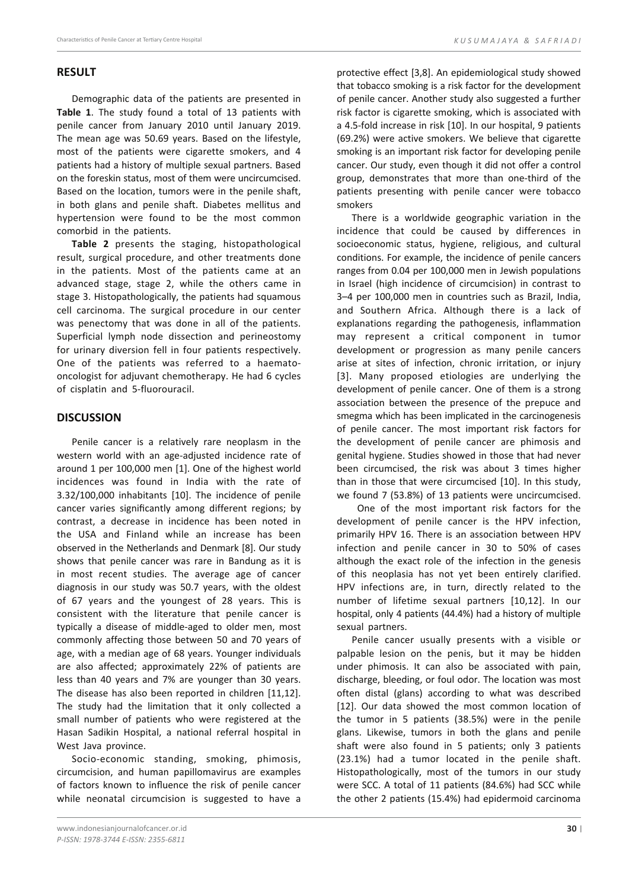## RESULT

Demographic data of the patients are presented in **Table 1**. The study found a total of 13 patients with penile cancer from January 2010 until January 2019. The mean age was 50.69 years. Based on the lifestyle, most of the patients were cigarette smokers, and 4 patients had a history of multiple sexual partners. Based on the foreskin status, most of them were uncircumcised. Based on the location, tumors were in the penile shaft, in both glans and penile shaft. Diabetes mellitus and hypertension were found to be the most common comorbid in the patients.

**Table 2** presents the staging, histopathological result, surgical procedure, and other treatments done in the patients. Most of the patients came at an advanced stage, stage 2, while the others came in stage 3. Histopathologically, the patients had squamous cell carcinoma. The surgical procedure in our center was penectomy that was done in all of the patients. Superficial lymph node dissection and perineostomy for urinary diversion fell in four patients respectively. One of the patients was referred to a haemato-oncologist for adjuvant chemotherapy. He had 6 cycles of cisplatin and 5-fluorouracil.

## DISCUSSION

Penile cancer is a relatively rare neoplasm in the western world with an age-adjusted incidence rate of around 1 per 100,000 men [1]. One of the highest world incidences was found in India with the rate of 3.32/100,000 inhabitants [10]. The incidence of penile cancer varies significantly among different regions; by contrast, a decrease in incidence has been noted in the USA and Finland while an increase has been observed in the Netherlands and Denmark [8]. Our study shows that penile cancer was rare in Bandung as it is in most recent studies. The average age of cancer diagnosis in our study was 50.7 years, with the oldest of 67 years and the youngest of 28 years. This is consistent with the literature that penile cancer is typically a disease of middle-aged to older men, most commonly affecting those between 50 and 70 years of age, with a median age of 68 years. Younger individuals are also affected; approximately 22% of patients are less than 40 years and 7% are younger than 30 years. The disease has also been reported in children [11,12]. The study had the limitation that it only collected a small number of patients who were registered at the Hasan Sadikin Hospital, a national referral hospital in West Java province.

Socio-economic standing, smoking, phimosis, circumcision, and human papillomavirus are examples of factors known to influence the risk of penile cancer while neonatal circumcision is suggested to have a protective effect [3,8]. An epidemiological study showed that tobacco smoking is a risk factor for the development of penile cancer. Another study also suggested a further risk factor is cigarette smoking, which is associated with a 4.5-fold increase in risk [10]. In our hospital, 9 patients (69.2%) were active smokers. We believe that cigarette smoking is an important risk factor for developing penile cancer. Our study, even though it did not offer a control group, demonstrates that more than one-third of the patients presenting with penile cancer were tobacco smokers

There is a worldwide geographic variation in the incidence that could be caused by differences in socioeconomic status, hygiene, religious, and cultural conditions. For example, the incidence of penile cancers ranges from 0.04 per 100,000 men in Jewish populations in Israel (high incidence of circumcision) in contrast to 3–4 per 100,000 men in countries such as Brazil, India, and Southern Africa. Although there is a lack of explanations regarding the pathogenesis, inflammation may represent a critical component in tumor development or progression as many penile cancers arise at sites of infection, chronic irritation, or injury [3]. Many proposed etiologies are underlying the development of penile cancer. One of them is a strong association between the presence of the prepuce and smegma which has been implicated in the carcinogenesis of penile cancer. The most important risk factors for the development of penile cancer are phimosis and genital hygiene. Studies showed in those that had never been circumcised, the risk was about 3 times higher than in those that were circumcised [10]. In this study, we found 7 (53.8%) of 13 patients were uncircumcised.

One of the most important risk factors for the development of penile cancer is the HPV infection, primarily HPV 16. There is an association between HPV infection and penile cancer in 30 to 50% of cases although the exact role of the infection in the genesis of this neoplasia has not yet been entirely clarified. HPV infections are, in turn, directly related to the number of lifetime sexual partners [10,12]. In our hospital, only 4 patients (44.4%) had a history of multiple sexual partners.

Penile cancer usually presents with a visible or palpable lesion on the penis, but it may be hidden under phimosis. It can also be associated with pain, discharge, bleeding, or foul odor. The location was most often distal (glans) according to what was described [12]. Our data showed the most common location of the tumor in 5 patients (38.5%) were in the penile glans. Likewise, tumors in both the glans and penile shaft were also found in 5 patients; only 3 patients (23.1%) had a tumor located in the penile shaft. Histopathologically, most of the tumors in our study were SCC. A total of 11 patients (84.6%) had SCC while the other 2 patients (15.4%) had epidermoid carcinoma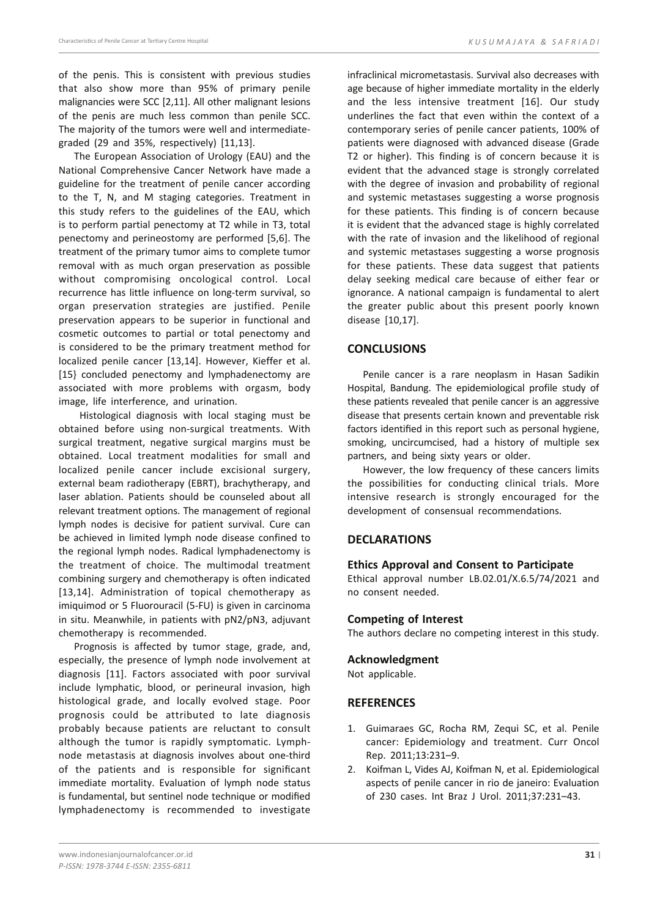of the penis. This is consistent with previous studies that also show more than 95% of primary penile malignancies were SCC [2,11]. All other malignant lesions of the penis are much less common than penile SCC. The majority of the tumors were well and intermediate-graded (29 and 35%, respectively) [11,13].

The European Association of Urology (EAU) and the National Comprehensive Cancer Network have made a guideline for the treatment of penile cancer according to the T, N, and M staging categories. Treatment in this study refers to the guidelines of the EAU, which is to perform partial penectomy at T2 while in T3, total penectomy and perineostomy are performed [5,6]. The treatment of the primary tumor aims to complete tumor removal with as much organ preservation as possible without compromising oncological control. Local recurrence has little influence on long-term survival, so organ preservation strategies are justified. Penile preservation appears to be superior in functional and cosmetic outcomes to partial or total penectomy and is considered to be the primary treatment method for localized penile cancer [13,14]. However, Kieffer et al. [15} concluded penectomy and lymphadenectomy are associated with more problems with orgasm, body image, life interference, and urination.

Histological diagnosis with local staging must be obtained before using non-surgical treatments. With surgical treatment, negative surgical margins must be obtained. Local treatment modalities for small and localized penile cancer include excisional surgery, external beam radiotherapy (EBRT), brachytherapy, and laser ablation. Patients should be counseled about all relevant treatment options. The management of regional lymph nodes is decisive for patient survival. Cure can be achieved in limited lymph node disease confined to the regional lymph nodes. Radical lymphadenectomy is the treatment of choice. The multimodal treatment combining surgery and chemotherapy is often indicated [13,14]. Administration of topical chemotherapy as imiquimod or 5 Fluorouracil (5-FU) is given in carcinoma in situ. Meanwhile, in patients with pN2/pN3, adjuvant chemotherapy is recommended.

Prognosis is affected by tumor stage, grade, and, especially, the presence of lymph node involvement at diagnosis [11]. Factors associated with poor survival include lymphatic, blood, or perineural invasion, high histological grade, and locally evolved stage. Poor prognosis could be attributed to late diagnosis probably because patients are reluctant to consult although the tumor is rapidly symptomatic. Lymph-node metastasis at diagnosis involves about one-third of the patients and is responsible for significant immediate mortality. Evaluation of lymph node status is fundamental, but sentinel node technique or modified lymphadenectomy is recommended to investigate infraclinical micrometastasis. Survival also decreases with age because of higher immediate mortality in the elderly and the less intensive treatment [16]. Our study underlines the fact that even within the context of a contemporary series of penile cancer patients, 100% of patients were diagnosed with advanced disease (Grade T2 or higher). This finding is of concern because it is evident that the advanced stage is strongly correlated with the degree of invasion and probability of regional and systemic metastases suggesting a worse prognosis for these patients. This finding is of concern because it is evident that the advanced stage is highly correlated with the rate of invasion and the likelihood of regional and systemic metastases suggesting a worse prognosis for these patients. These data suggest that patients delay seeking medical care because of either fear or ignorance. A national campaign is fundamental to alert the greater public about this present poorly known disease [10,17].

## CONCLUSIONS

Penile cancer is a rare neoplasm in Hasan Sadikin Hospital, Bandung. The epidemiological profile study of these patients revealed that penile cancer is an aggressive disease that presents certain known and preventable risk factors identified in this report such as personal hygiene, smoking, uncircumcised, had a history of multiple sex partners, and being sixty years or older.

However, the low frequency of these cancers limits the possibilities for conducting clinical trials. More intensive research is strongly encouraged for the development of consensual recommendations.

## DECLARATIONS

### Ethics Approval and Consent to Participate

Ethical approval number LB.02.01/X.6.5/74/2021 and no consent needed.

### Competing of Interest

The authors declare no competing interest in this study.

### Acknowledgment

Not applicable.

## REFERENCES

1. Guimaraes GC, Rocha RM, Zequi SC, et al. Penile cancer: Epidemiology and treatment. Curr Oncol Rep. 2011;13:231–9.
2. Koifman L, Vides AJ, Koifman N, et al. Epidemiological aspects of penile cancer in rio de janeiro: Evaluation of 230 cases. Int Braz J Urol. 2011;37:231–43.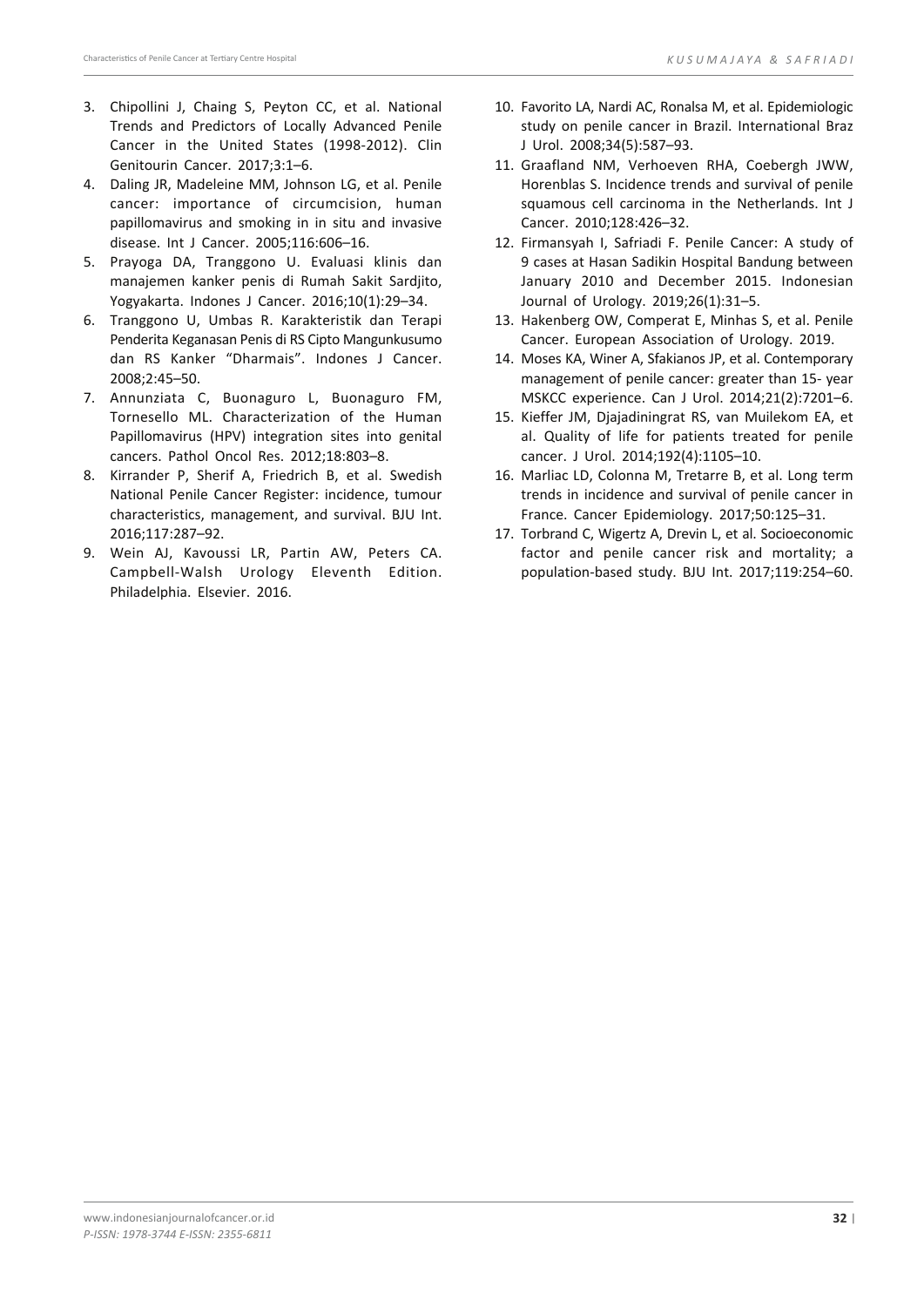3. Chipollini J, Chaing S, Peyton CC, et al. National Trends and Predictors of Locally Advanced Penile Cancer in the United States (1998-2012). Clin Genitourin Cancer. 2017;3:1–6.
4. Daling JR, Madeleine MM, Johnson LG, et al. Penile cancer: importance of circumcision, human papillomavirus and smoking in in situ and invasive disease. Int J Cancer. 2005;116:606–16.
5. Prayoga DA, Tranggono U. Evaluasi klinis dan manajemen kanker penis di Rumah Sakit Sardjito, Yogyakarta. Indones J Cancer. 2016;10(1):29–34.
6. Tranggono U, Umbas R. Karakteristik dan Terapi Penderita Keganasan Penis di RS Cipto Mangunkusumo dan RS Kanker "Dharmais". Indones J Cancer. 2008;2:45–50.
7. Annunziata C, Buonaguro L, Buonaguro FM, Tornesello ML. Characterization of the Human Papillomavirus (HPV) integration sites into genital cancers. Pathol Oncol Res. 2012;18:803–8.
8. Kirrander P, Sherif A, Friedrich B, et al. Swedish National Penile Cancer Register: incidence, tumour characteristics, management, and survival. BJU Int. 2016;117:287–92.
9. Wein AJ, Kavoussi LR, Partin AW, Peters CA. Campbell-Walsh Urology Eleventh Edition. Philadelphia. Elsevier. 2016.
10. Favorito LA, Nardi AC, Ronalsa M, et al. Epidemiologic study on penile cancer in Brazil. International Braz J Urol. 2008;34(5):587–93.
11. Graafland NM, Verhoeven RHA, Coebergh JWW, Horenblas S. Incidence trends and survival of penile squamous cell carcinoma in the Netherlands. Int J Cancer. 2010;128:426–32.
12. Firmansyah I, Safriadi F. Penile Cancer: A study of 9 cases at Hasan Sadikin Hospital Bandung between January 2010 and December 2015. Indonesian Journal of Urology. 2019;26(1):31–5.
13. Hakenberg OW, Comperat E, Minhas S, et al. Penile Cancer. European Association of Urology. 2019.
14. Moses KA, Winer A, Sfakianos JP, et al. Contemporary management of penile cancer: greater than 15- year MSKCC experience. Can J Urol. 2014;21(2):7201–6.
15. Kieffer JM, Djajadiningrat RS, van Muilekom EA, et al. Quality of life for patients treated for penile cancer. J Urol. 2014;192(4):1105–10.
16. Marliac LD, Colonna M, Tretarre B, et al. Long term trends in incidence and survival of penile cancer in France. Cancer Epidemiology. 2017;50:125–31.
17. Torbrand C, Wigertz A, Drevin L, et al. Socioeconomic factor and penile cancer risk and mortality; a population-based study. BJU Int. 2017;119:254–60.